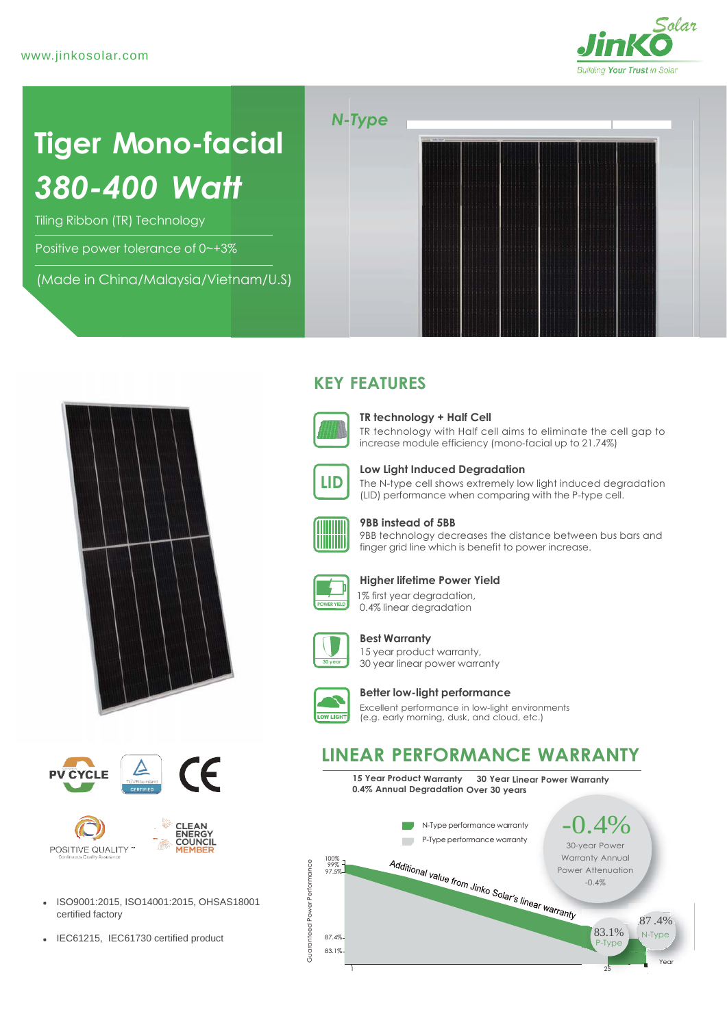www.jinkosolar.com

JinKO Solar
Building Your Trust in Solar

# Tiger Mono-facial 380-400 Watt

Tiling Ribbon (TR) Technology

Positive power tolerance of 0~+3%

(Made in China/Malaysia/Vietnam/U.S)

*N-Type*

## KEY FEATURES

**TR technology + Half Cell**
TR technology with Half cell aims to eliminate the cell gap to increase module efficiency (mono-facial up to 21.74%)

**Low Light Induced Degradation**
The N-type cell shows extremely low light induced degradation (LID) performance when comparing with the P-type cell.

**9BB instead of 5BB**
9BB technology decreases the distance between bus bars and finger grid line which is benefit to power increase.

**Higher lifetime Power Yield**
1% first year degradation,
0.4% linear degradation

**Best Warranty**
15 year product warranty,
30 year linear power warranty

**Better low-light performance**
Excellent performance in low-light environments
(e.g. early morning, dusk, and cloud, etc.)

PV CYCLE | TÜV Rheinland CERTIFIED | CE

POSITIVE QUALITY™ Continuous Quality Assurance | CLEAN ENERGY COUNCIL MEMBER

- ISO9001:2015, ISO14001:2015, OHSAS18001 certified factory
- IEC61215, IEC61730 certified product

## LINEAR PERFORMANCE WARRANTY

**15 Year Product Warranty 30 Year Linear Power Warranty**
**0.4% Annual Degradation Over 30 years**

N-Type performance warranty
P-Type performance warranty

-0.4%
30-year Power Warranty Annual Power Attenuation -0.4%

Additional value from Jinko Solar's linear warranty

Guaranteed Power Performance: 100%, 99%, 97.5%, 87.4%, 83.1%

87.4% N-Type
83.1% P-Type

Year: 1, 25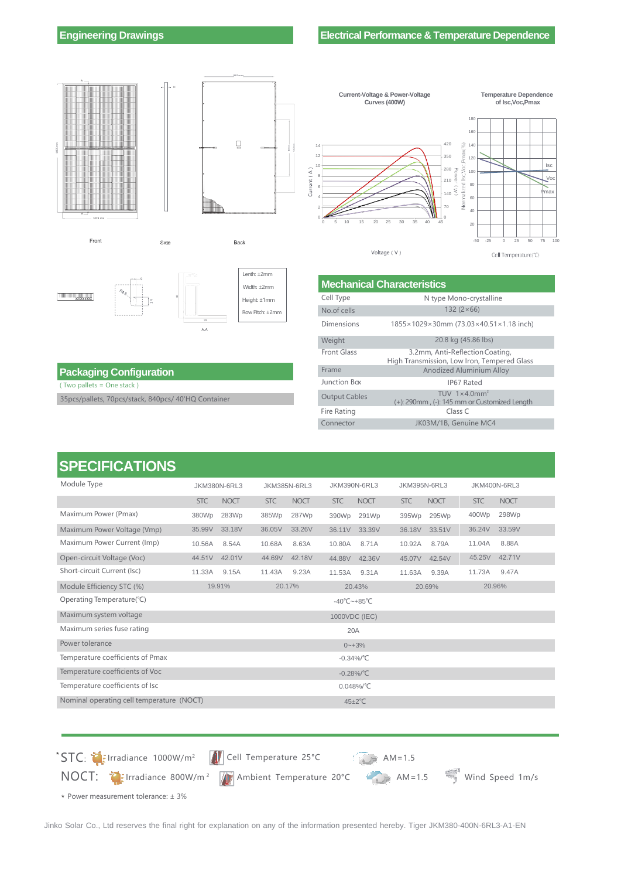## Engineering Drawings

Front

Side

Back

Lenth: ±2mm

Width: ±2mm

Height: ±1mm

Row Pitch: ±2mm

A-A

## Electrical Performance & Temperature Dependence

Current-Voltage & Power-Voltage Curves (400W)

Current ( A )

Power ( W )

Voltage ( V )

Temperature Dependence of Isc,Voc,Pmax

Normalized Isc,Voc,Pmax(%)

Isc

Voc

Pmax

Cell Temperature(℃)

## Packaging Configuration

( Two pallets = One stack )

35pcs/pallets, 70pcs/stack, 840pcs/ 40'HQ Container

## Mechanical Characteristics

| | |
|---|---|
| Cell Type | N type Mono-crystalline |
| No.of cells | 132 (2×66) |
| Dimensions | 1855×1029×30mm (73.03×40.51×1.18 inch) |
| Weight | 20.8 kg (45.86 lbs) |
| Front Glass | 3.2mm, Anti-Reflection Coating, High Transmission, Low Iron, Tempered Glass |
| Frame | Anodized Aluminium Alloy |
| Junction Box | IP67 Rated |
| Output Cables | TUV 1×4.0mm² (+): 290mm , (-): 145 mm or Customized Length |
| Fire Rating | Class C |
| Connector | JK03M/1B, Genuine MC4 |

## SPECIFICATIONS

| Module Type | JKM380N-6RL3 | | JKM385N-6RL3 | | JKM390N-6RL3 | | JKM395N-6RL3 | | JKM400N-6RL3 | |
|---|---|---|---|---|---|---|---|---|---|---|
| | STC | NOCT | STC | NOCT | STC | NOCT | STC | NOCT | STC | NOCT |
| Maximum Power (Pmax) | 380Wp | 283Wp | 385Wp | 287Wp | 390Wp | 291Wp | 395Wp | 295Wp | 400Wp | 298Wp |
| Maximum Power Voltage (Vmp) | 35.99V | 33.18V | 36.05V | 33.26V | 36.11V | 33.39V | 36.18V | 33.51V | 36.24V | 33.59V |
| Maximum Power Current (Imp) | 10.56A | 8.54A | 10.68A | 8.63A | 10.80A | 8.71A | 10.92A | 8.79A | 11.04A | 8.88A |
| Open-circuit Voltage (Voc) | 44.51V | 42.01V | 44.69V | 42.18V | 44.88V | 42.36V | 45.07V | 42.54V | 45.25V | 42.71V |
| Short-circuit Current (Isc) | 11.33A | 9.15A | 11.43A | 9.23A | 11.53A | 9.31A | 11.63A | 9.39A | 11.73A | 9.47A |
| Module Efficiency STC (%) | 19.91% | | 20.17% | | 20.43% | | 20.69% | | 20.96% | |
| Operating Temperature(℃) | -40℃~+85℃ | | | | | | | | | |
| Maximum system voltage | 1000VDC (IEC) | | | | | | | | | |
| Maximum series fuse rating | 20A | | | | | | | | | |
| Power tolerance | 0~+3% | | | | | | | | | |
| Temperature coefficients of Pmax | -0.34%/℃ | | | | | | | | | |
| Temperature coefficients of Voc | -0.28%/℃ | | | | | | | | | |
| Temperature coefficients of Isc | 0.048%/℃ | | | | | | | | | |
| Nominal operating cell temperature (NOCT) | 45±2℃ | | | | | | | | | |

*STC: Irradiance 1000W/m² Cell Temperature 25°C AM=1.5

NOCT: Irradiance 800W/m² Ambient Temperature 20°C AM=1.5 Wind Speed 1m/s

* Power measurement tolerance: ± 3%

Jinko Solar Co., Ltd reserves the final right for explanation on any of the information presented hereby. Tiger JKM380-400N-6RL3-A1-EN